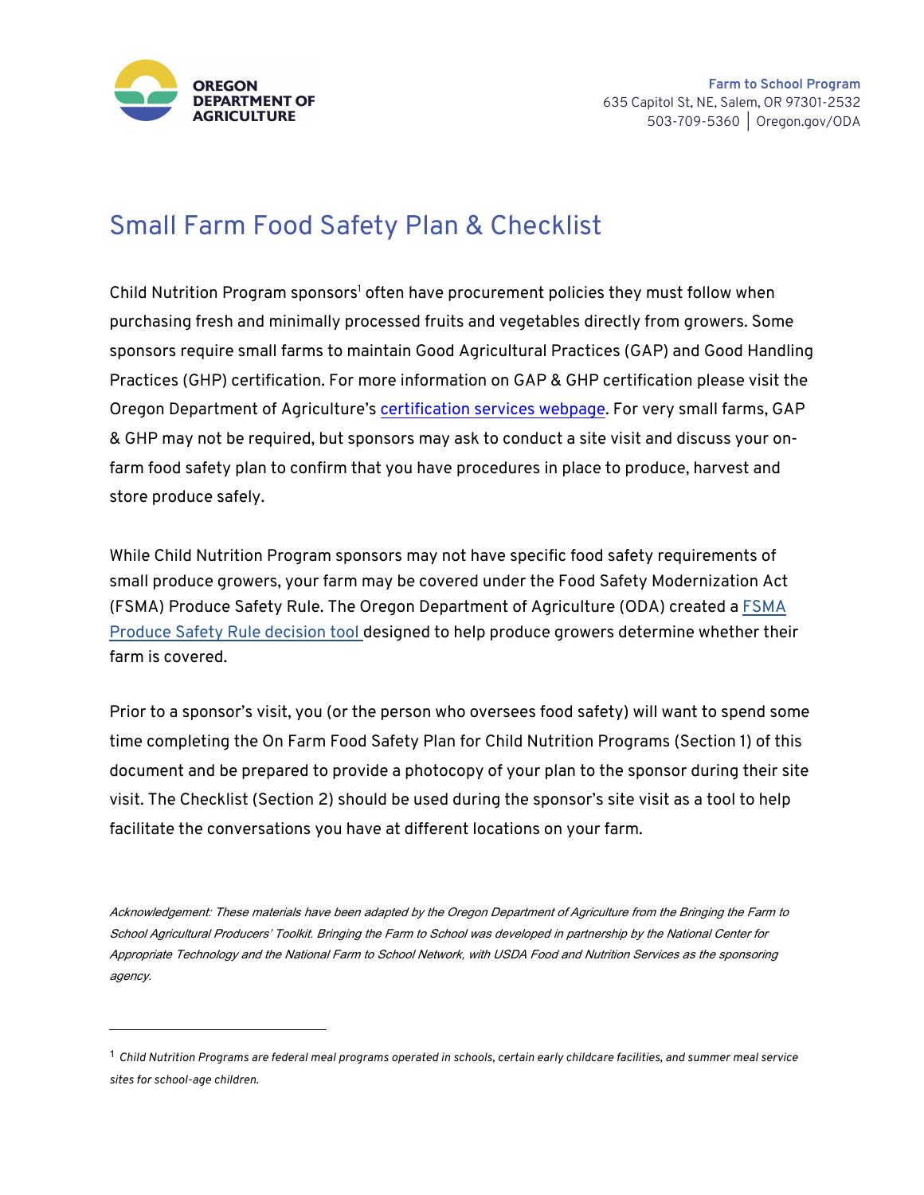OREGON DEPARTMENT OF AGRICULTURE

**Farm to School Program**
635 Capitol St, NE, Salem, OR 97301-2532
503-709-5360 | Oregon.gov/ODA

# Small Farm Food Safety Plan & Checklist

Child Nutrition Program sponsors[1] often have procurement policies they must follow when purchasing fresh and minimally processed fruits and vegetables directly from growers. Some sponsors require small farms to maintain Good Agricultural Practices (GAP) and Good Handling Practices (GHP) certification. For more information on GAP & GHP certification please visit the Oregon Department of Agriculture's certification services webpage. For very small farms, GAP & GHP may not be required, but sponsors may ask to conduct a site visit and discuss your on-farm food safety plan to confirm that you have procedures in place to produce, harvest and store produce safely.

While Child Nutrition Program sponsors may not have specific food safety requirements of small produce growers, your farm may be covered under the Food Safety Modernization Act (FSMA) Produce Safety Rule. The Oregon Department of Agriculture (ODA) created a FSMA Produce Safety Rule decision tool designed to help produce growers determine whether their farm is covered.

Prior to a sponsor's visit, you (or the person who oversees food safety) will want to spend some time completing the On Farm Food Safety Plan for Child Nutrition Programs (Section 1) of this document and be prepared to provide a photocopy of your plan to the sponsor during their site visit. The Checklist (Section 2) should be used during the sponsor's site visit as a tool to help facilitate the conversations you have at different locations on your farm.

*Acknowledgement: These materials have been adapted by the Oregon Department of Agriculture from the Bringing the Farm to School Agricultural Producers' Toolkit. Bringing the Farm to School was developed in partnership by the National Center for Appropriate Technology and the National Farm to School Network, with USDA Food and Nutrition Services as the sponsoring agency.*

---

[1] *Child Nutrition Programs are federal meal programs operated in schools, certain early childcare facilities, and summer meal service sites for school-age children.*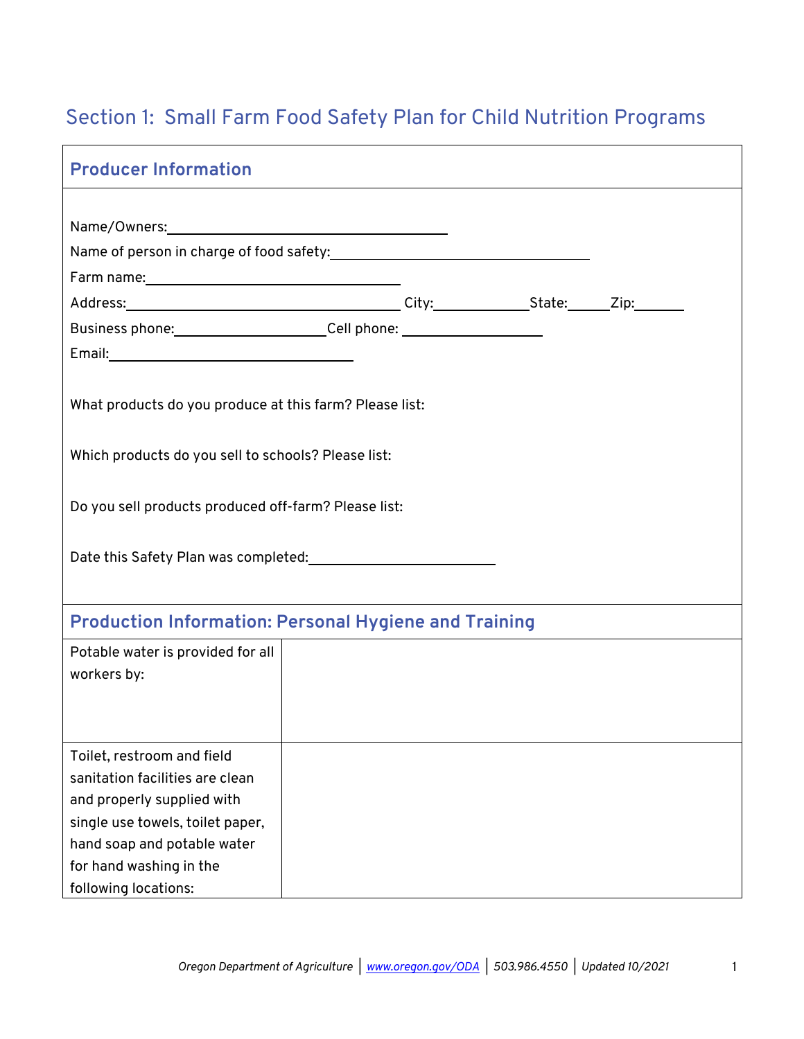## Section 1: Small Farm Food Safety Plan for Child Nutrition Programs

### Producer Information

Name/Owners: ____________________

Name of person in charge of food safety: ____________________

Farm name: ____________________

Address: ____________________ City: __________ State: ______ Zip: ______

Business phone: ____________________ Cell phone: ____________________

Email: ____________________

What products do you produce at this farm? Please list:

Which products do you sell to schools? Please list:

Do you sell products produced off-farm? Please list:

Date this Safety Plan was completed: ____________________

### Production Information: Personal Hygiene and Training

| | |
|---|---|
| Potable water is provided for all workers by: | |
| Toilet, restroom and field sanitation facilities are clean and properly supplied with single use towels, toilet paper, hand soap and potable water for hand washing in the following locations: | |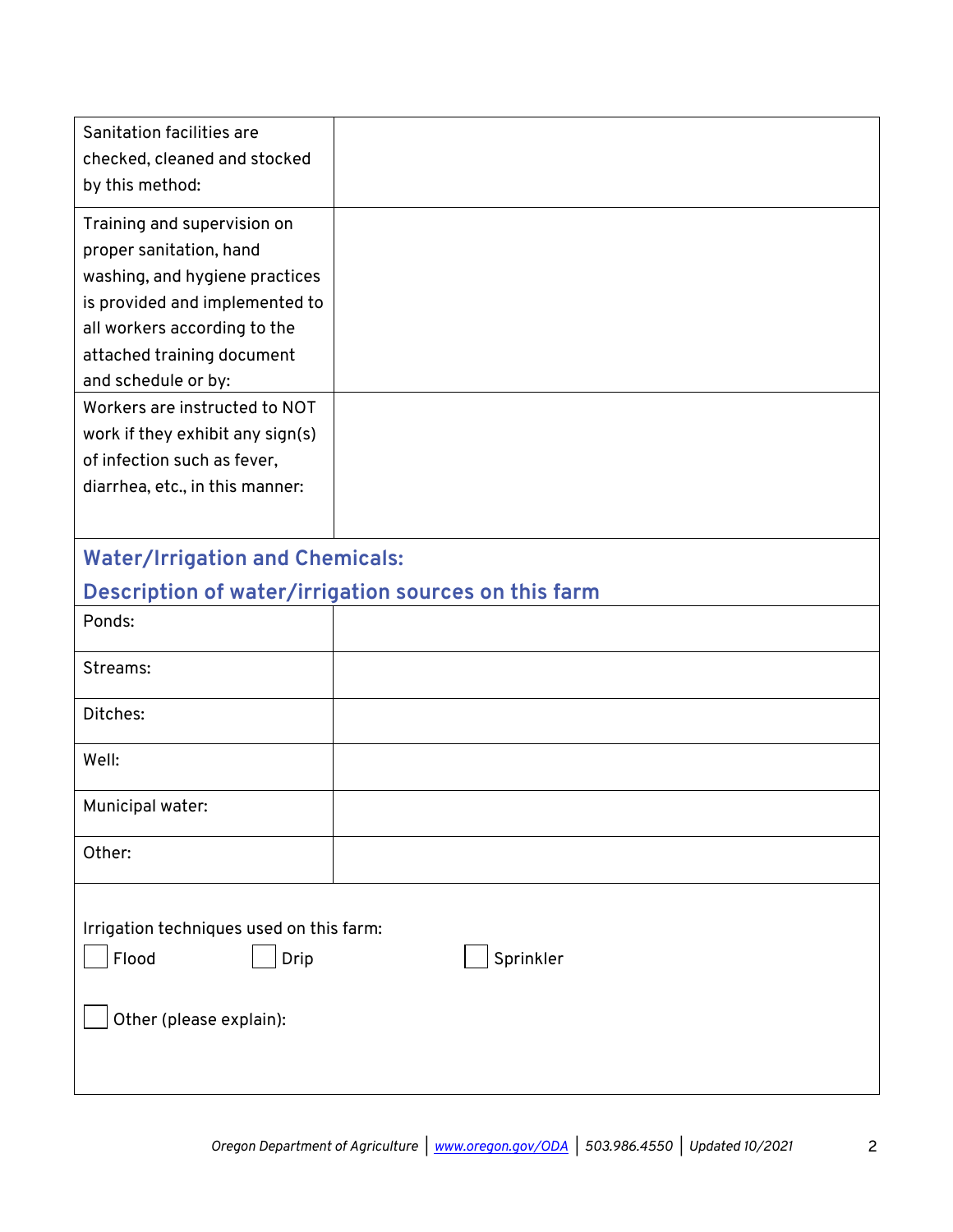| | |
|---|---|
| Sanitation facilities are checked, cleaned and stocked by this method: | |
| Training and supervision on proper sanitation, hand washing, and hygiene practices is provided and implemented to all workers according to the attached training document and schedule or by: | |
| Workers are instructed to NOT work if they exhibit any sign(s) of infection such as fever, diarrhea, etc., in this manner: | |

## Water/Irrigation and Chemicals:

## Description of water/irrigation sources on this farm

| | |
|---|---|
| Ponds: | |
| Streams: | |
| Ditches: | |
| Well: | |
| Municipal water: | |
| Other: | |

Irrigation techniques used on this farm:

- [ ] Flood
- [ ] Drip
- [ ] Sprinkler
- [ ] Other (please explain):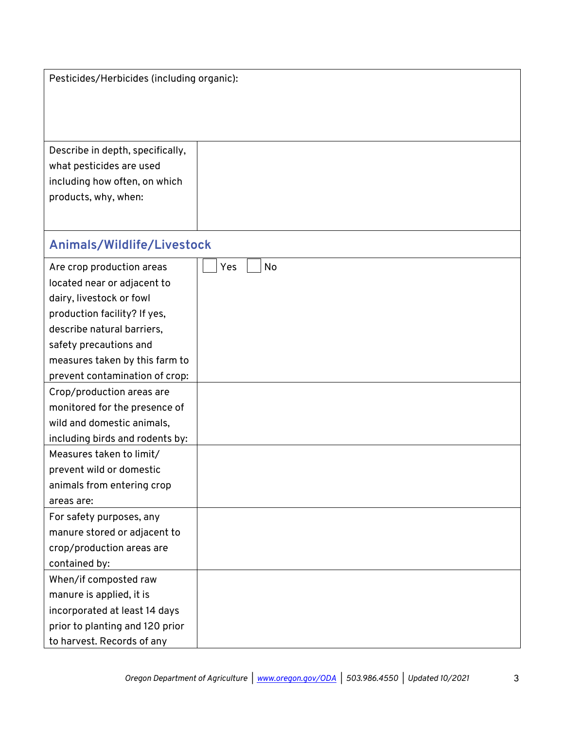| Pesticides/Herbicides (including organic): | |
|---|---|
| Describe in depth, specifically, what pesticides are used including how often, on which products, why, when: | |

## Animals/Wildlife/Livestock

| | |
|---|---|
| Are crop production areas located near or adjacent to dairy, livestock or fowl production facility? If yes, describe natural barriers, safety precautions and measures taken by this farm to prevent contamination of crop: | ☐ Yes ☐ No |
| Crop/production areas are monitored for the presence of wild and domestic animals, including birds and rodents by: | |
| Measures taken to limit/ prevent wild or domestic animals from entering crop areas are: | |
| For safety purposes, any manure stored or adjacent to crop/production areas are contained by: | |
| When/if composted raw manure is applied, it is incorporated at least 14 days prior to planting and 120 prior to harvest. Records of any | |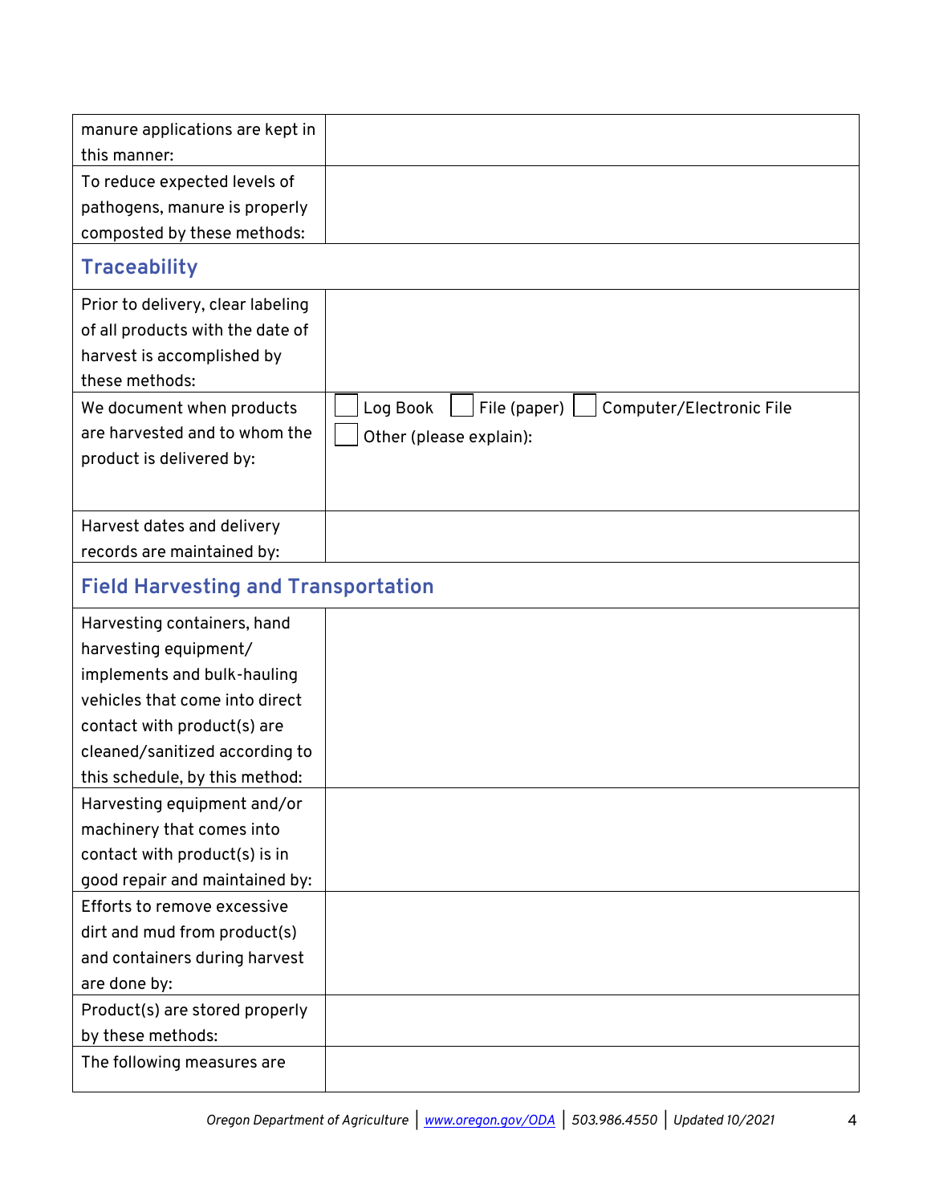| | |
|---|---|
| manure applications are kept in this manner: | |
| To reduce expected levels of pathogens, manure is properly composted by these methods: | |

## Traceability

| | |
|---|---|
| Prior to delivery, clear labeling of all products with the date of harvest is accomplished by these methods: | |
| We document when products are harvested and to whom the product is delivered by: | ☐ Log Book ☐ File (paper) ☐ Computer/Electronic File ☐ Other (please explain): |
| Harvest dates and delivery records are maintained by: | |

## Field Harvesting and Transportation

| | |
|---|---|
| Harvesting containers, hand harvesting equipment/ implements and bulk-hauling vehicles that come into direct contact with product(s) are cleaned/sanitized according to this schedule, by this method: | |
| Harvesting equipment and/or machinery that comes into contact with product(s) is in good repair and maintained by: | |
| Efforts to remove excessive dirt and mud from product(s) and containers during harvest are done by: | |
| Product(s) are stored properly by these methods: | |
| The following measures are | |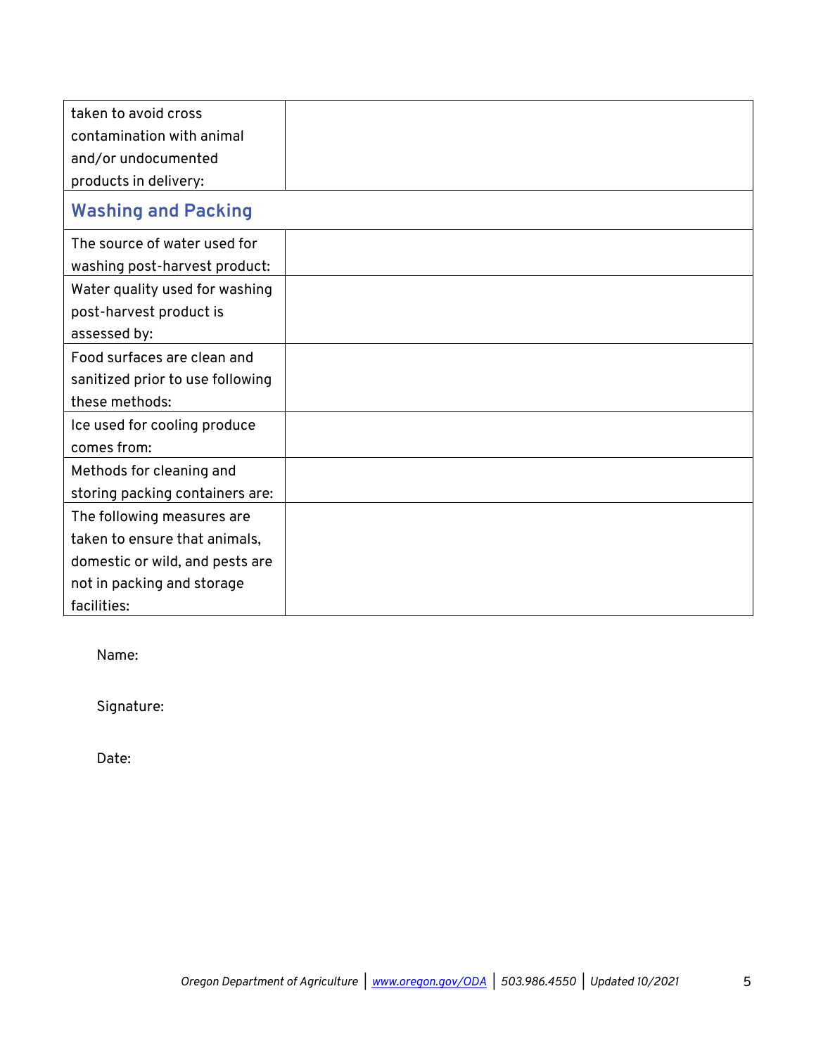| | |
|---|---|
| taken to avoid cross contamination with animal and/or undocumented products in delivery: | |

## Washing and Packing

| | |
|---|---|
| The source of water used for washing post-harvest product: | |
| Water quality used for washing post-harvest product is assessed by: | |
| Food surfaces are clean and sanitized prior to use following these methods: | |
| Ice used for cooling produce comes from: | |
| Methods for cleaning and storing packing containers are: | |
| The following measures are taken to ensure that animals, domestic or wild, and pests are not in packing and storage facilities: | |

Name:

Signature:

Date: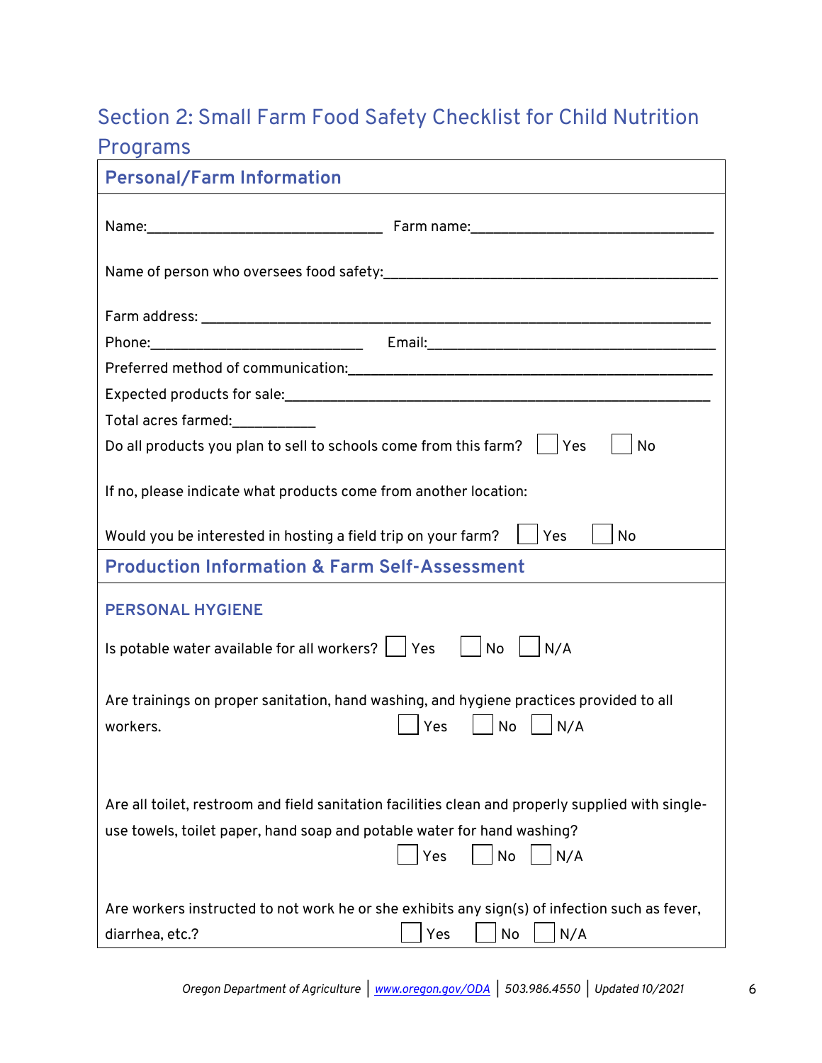## Section 2: Small Farm Food Safety Checklist for Child Nutrition Programs

### Personal/Farm Information

Name:______________________________ Farm name:______________________________

Name of person who oversees food safety:__________________________________________

Farm address: ______________________________________________________________

Phone:___________________________ Email:____________________________________

Preferred method of communication:___________________________________________

Expected products for sale:___________________________________________________

Total acres farmed:___________

Do all products you plan to sell to schools come from this farm? ☐ Yes ☐ No

If no, please indicate what products come from another location:

Would you be interested in hosting a field trip on your farm? ☐ Yes ☐ No

### Production Information & Farm Self-Assessment

#### PERSONAL HYGIENE

Is potable water available for all workers? ☐ Yes ☐ No ☐ N/A

Are trainings on proper sanitation, hand washing, and hygiene practices provided to all workers. ☐ Yes ☐ No ☐ N/A

Are all toilet, restroom and field sanitation facilities clean and properly supplied with single-use towels, toilet paper, hand soap and potable water for hand washing? ☐ Yes ☐ No ☐ N/A

Are workers instructed to not work he or she exhibits any sign(s) of infection such as fever, diarrhea, etc.? ☐ Yes ☐ No ☐ N/A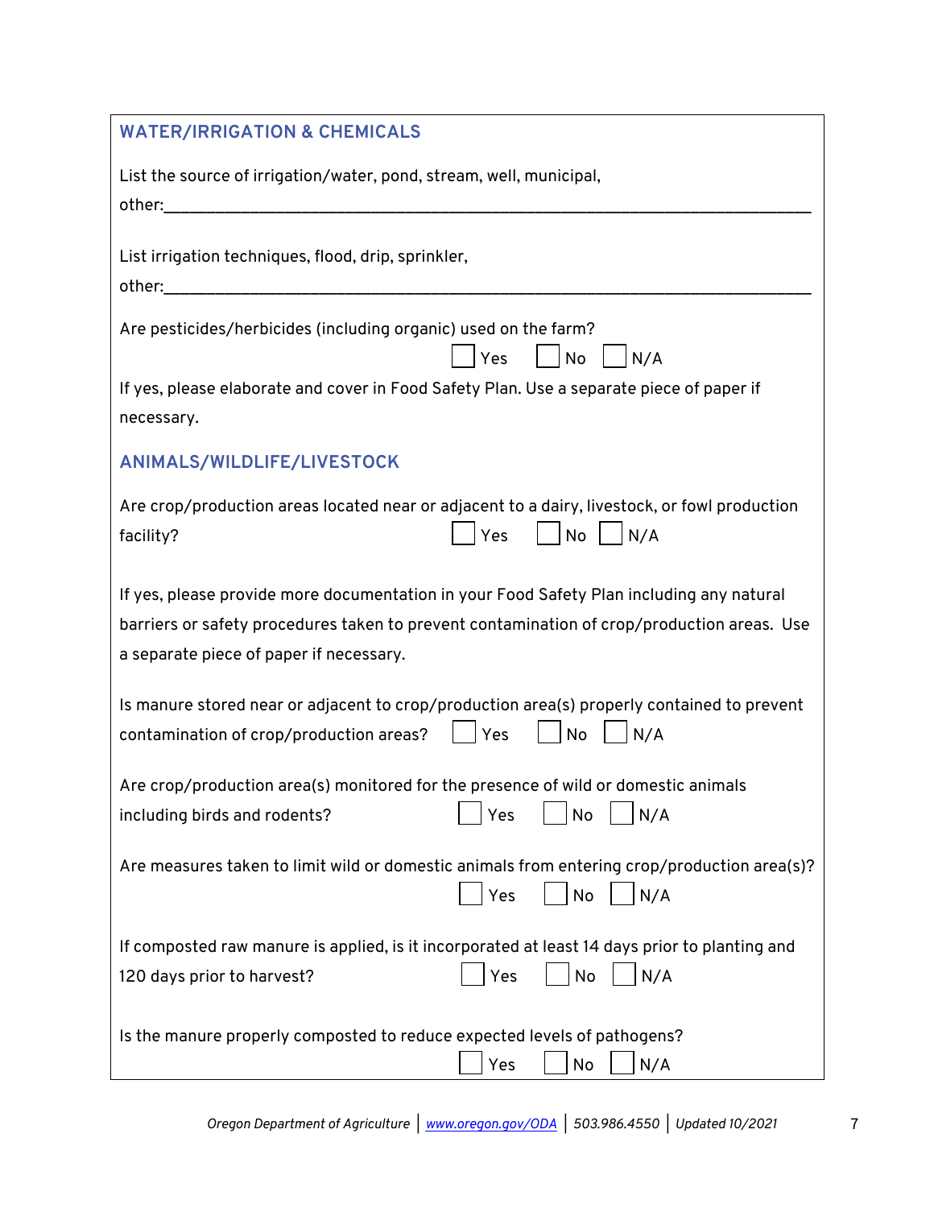## WATER/IRRIGATION & CHEMICALS

List the source of irrigation/water, pond, stream, well, municipal, other:\_\_\_\_\_\_\_\_\_\_\_\_\_\_\_\_\_\_\_\_\_\_\_\_\_\_\_\_\_\_\_\_\_\_\_\_\_\_\_\_\_\_\_\_\_\_\_\_\_\_\_\_\_\_\_\_\_\_\_\_\_\_

List irrigation techniques, flood, drip, sprinkler, other:\_\_\_\_\_\_\_\_\_\_\_\_\_\_\_\_\_\_\_\_\_\_\_\_\_\_\_\_\_\_\_\_\_\_\_\_\_\_\_\_\_\_\_\_\_\_\_\_\_\_\_\_\_\_\_\_\_\_\_\_\_\_

Are pesticides/herbicides (including organic) used on the farm?

☐ Yes ☐ No ☐ N/A

If yes, please elaborate and cover in Food Safety Plan. Use a separate piece of paper if necessary.

## ANIMALS/WILDLIFE/LIVESTOCK

Are crop/production areas located near or adjacent to a dairy, livestock, or fowl production facility? ☐ Yes ☐ No ☐ N/A

If yes, please provide more documentation in your Food Safety Plan including any natural barriers or safety procedures taken to prevent contamination of crop/production areas. Use a separate piece of paper if necessary.

Is manure stored near or adjacent to crop/production area(s) properly contained to prevent contamination of crop/production areas? ☐ Yes ☐ No ☐ N/A

Are crop/production area(s) monitored for the presence of wild or domestic animals including birds and rodents? ☐ Yes ☐ No ☐ N/A

Are measures taken to limit wild or domestic animals from entering crop/production area(s)?

☐ Yes ☐ No ☐ N/A

If composted raw manure is applied, is it incorporated at least 14 days prior to planting and 120 days prior to harvest? ☐ Yes ☐ No ☐ N/A

Is the manure properly composted to reduce expected levels of pathogens?

☐ Yes ☐ No ☐ N/A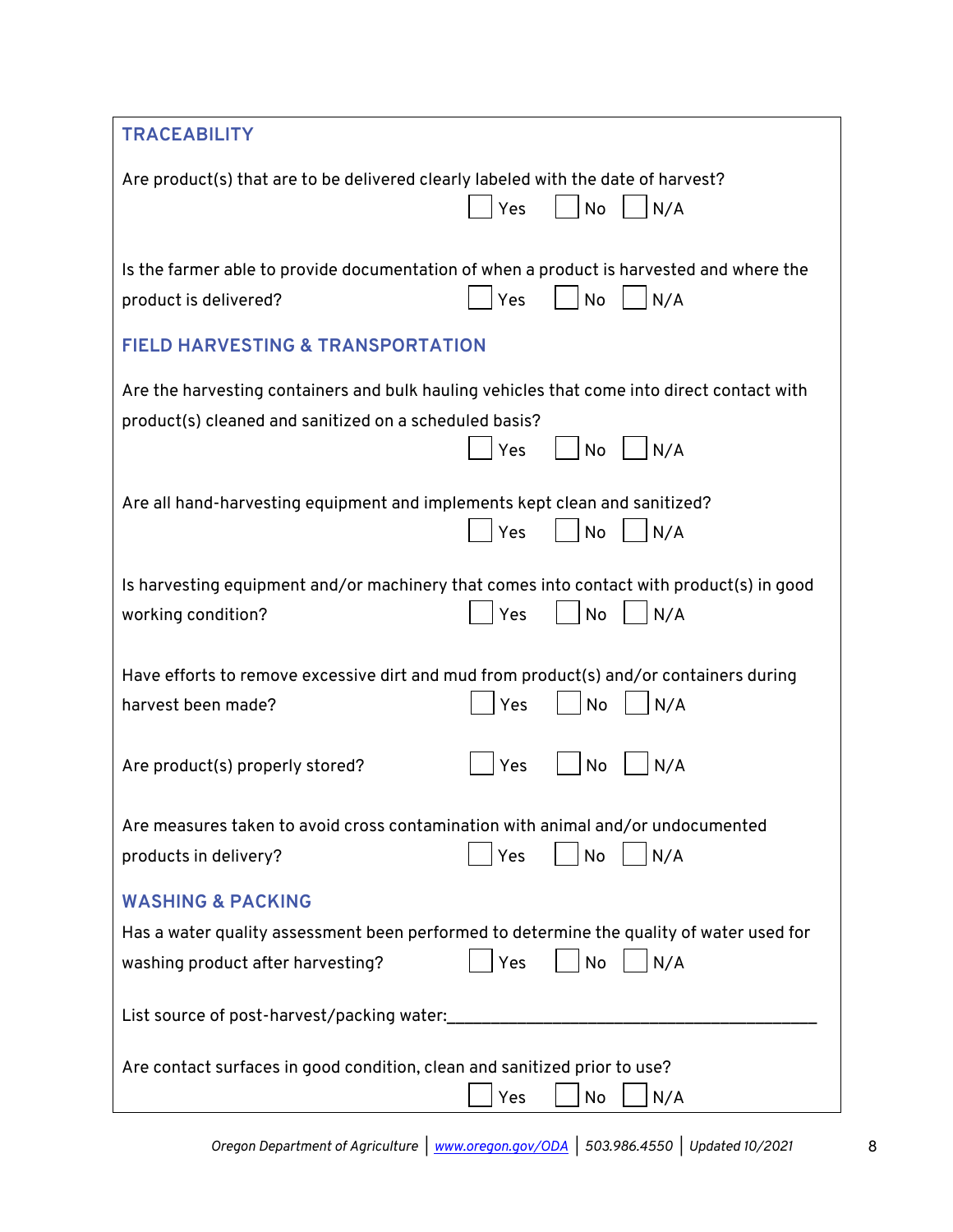## TRACEABILITY

Are product(s) that are to be delivered clearly labeled with the date of harvest?

☐ Yes ☐ No ☐ N/A

Is the farmer able to provide documentation of when a product is harvested and where the product is delivered?

☐ Yes ☐ No ☐ N/A

## FIELD HARVESTING & TRANSPORTATION

Are the harvesting containers and bulk hauling vehicles that come into direct contact with product(s) cleaned and sanitized on a scheduled basis?

☐ Yes ☐ No ☐ N/A

Are all hand-harvesting equipment and implements kept clean and sanitized?

☐ Yes ☐ No ☐ N/A

Is harvesting equipment and/or machinery that comes into contact with product(s) in good working condition?

☐ Yes ☐ No ☐ N/A

Have efforts to remove excessive dirt and mud from product(s) and/or containers during harvest been made?

☐ Yes ☐ No ☐ N/A

Are product(s) properly stored?

☐ Yes ☐ No ☐ N/A

Are measures taken to avoid cross contamination with animal and/or undocumented products in delivery?

☐ Yes ☐ No ☐ N/A

## WASHING & PACKING

Has a water quality assessment been performed to determine the quality of water used for washing product after harvesting?

☐ Yes ☐ No ☐ N/A

List source of post-harvest/packing water:___________________________________________

Are contact surfaces in good condition, clean and sanitized prior to use?

☐ Yes ☐ No ☐ N/A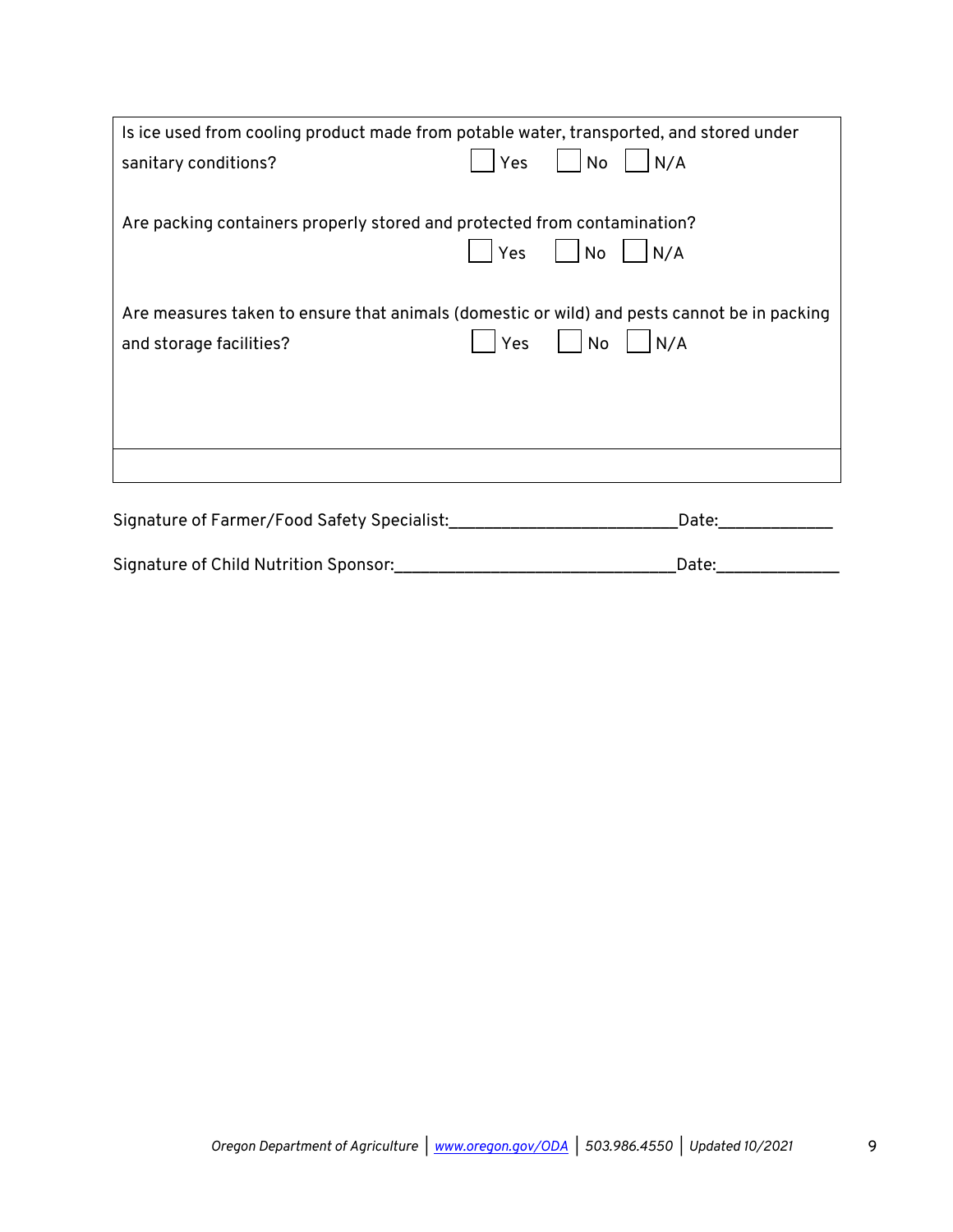Is ice used from cooling product made from potable water, transported, and stored under sanitary conditions? ☐ Yes ☐ No ☐ N/A

Are packing containers properly stored and protected from contamination? ☐ Yes ☐ No ☐ N/A

Are measures taken to ensure that animals (domestic or wild) and pests cannot be in packing and storage facilities? ☐ Yes ☐ No ☐ N/A

Signature of Farmer/Food Safety Specialist:_________________________Date:____________

Signature of Child Nutrition Sponsor:_______________________________Date:_____________